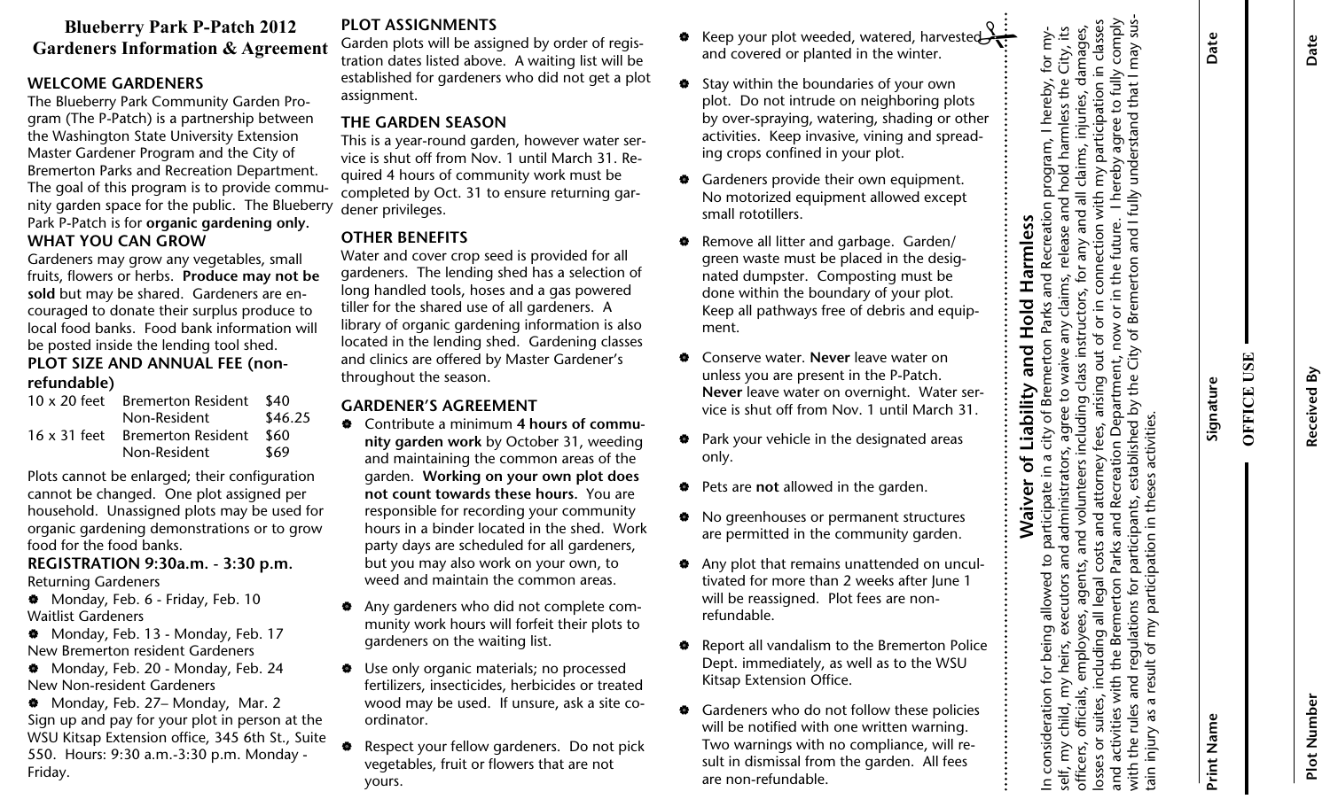# Blueberry Park P-Patch 2012 Gardeners Information & Agreement

## WELCOME GARDENERS

The Blueberry Park Community Garden Program (The P-Patch) is a partnership between the Washington State University Extension Master Gardener Program and the City of Bremerton Parks and Recreation Department. The goal of this program is to provide community garden space for the public. The Blueberry Park P-Patch is for **organic gardening only.**

## WHAT YOU CAN GROW

Gardeners may grow any vegetables, small fruits, flowers or herbs. **Produce may not be sold** but may be shared. Gardeners are encouraged to donate their surplus produce to local food banks. Food bank information will be posted inside the lending tool shed.

## PLOT SIZE AND ANNUAL FEE (non-refundable)

| | | |
|---|---|---|
| 10 x 20 feet | Bremerton Resident | $40 |
| | Non-Resident | $46.25 |
| 16 x 31 feet | Bremerton Resident | $60 |
| | Non-Resident | $69 |

Plots cannot be enlarged; their configuration cannot be changed. One plot assigned per household. Unassigned plots may be used for organic gardening demonstrations or to grow food for the food banks.

## REGISTRATION 9:30a.m. - 3:30 p.m.

Returning Gardeners
- Monday, Feb. 6 - Friday, Feb. 10

Waitlist Gardeners
- Monday, Feb. 13 - Monday, Feb. 17

New Bremerton resident Gardeners
- Monday, Feb. 20 - Monday, Feb. 24

New Non-resident Gardeners
- Monday, Feb. 27– Monday, Mar. 2

Sign up and pay for your plot in person at the WSU Kitsap Extension office, 345 6th St., Suite 550. Hours: 9:30 a.m.-3:30 p.m. Monday - Friday.

## PLOT ASSIGNMENTS

Garden plots will be assigned by order of registration dates listed above. A waiting list will be established for gardeners who did not get a plot assignment.

## THE GARDEN SEASON

This is a year-round garden, however water service is shut off from Nov. 1 until March 31. Required 4 hours of community work must be completed by Oct. 31 to ensure returning gardener privileges.

## OTHER BENEFITS

Water and cover crop seed is provided for all gardeners. The lending shed has a selection of long handled tools, hoses and a gas powered tiller for the shared use of all gardeners. A library of organic gardening information is also located in the lending shed. Gardening classes and clinics are offered by Master Gardener's throughout the season.

## GARDENER'S AGREEMENT

- Contribute a minimum **4 hours of community garden work** by October 31, weeding and maintaining the common areas of the garden. **Working on your own plot does not count towards these hours.** You are responsible for recording your community hours in a binder located in the shed. Work party days are scheduled for all gardeners, but you may also work on your own, to weed and maintain the common areas.
- Any gardeners who did not complete community work hours will forfeit their plots to gardeners on the waiting list.
- Use only organic materials; no processed fertilizers, insecticides, herbicides or treated wood may be used. If unsure, ask a site coordinator.
- Respect your fellow gardeners. Do not pick vegetables, fruit or flowers that are not yours.
- Keep your plot weeded, watered, harvested and covered or planted in the winter.
- Stay within the boundaries of your own plot. Do not intrude on neighboring plots by over-spraying, watering, shading or other activities. Keep invasive, vining and spreading crops confined in your plot.
- Gardeners provide their own equipment. No motorized equipment allowed except small rototillers.
- Remove all litter and garbage. Garden/green waste must be placed in the designated dumpster. Composting must be done within the boundary of your plot. Keep all pathways free of debris and equipment.
- Conserve water. **Never** leave water on unless you are present in the P-Patch. **Never** leave water on overnight. Water service is shut off from Nov. 1 until March 31.
- Park your vehicle in the designated areas only.
- Pets are **not** allowed in the garden.
- No greenhouses or permanent structures are permitted in the community garden.
- Any plot that remains unattended on uncultivated for more than 2 weeks after June 1 will be reassigned. Plot fees are non-refundable.
- Report all vandalism to the Bremerton Police Dept. immediately, as well as to the WSU Kitsap Extension Office.
- Gardeners who do not follow these policies will be notified with one written warning. Two warnings with no compliance, will result in dismissal from the garden. All fees are non-refundable.

## Waiver of Liability and Hold Harmless

In consideration for being allowed to participate in a city of Bremerton Parks and Recreation program, I hereby, for myself, my child, my heirs, executors and administrators, agree to waive any claims, release and hold harmless the City, its officers, officials, employees, agents, and volunteers including class instructors, for any and all claims, injuries, damages, losses or suites, including all legal costs and attorney fees, arising out of or in connection with my participation in classes and activities with the Bremerton Parks and Recreation Department, now or in the future. I hereby agree to fully comply with the rules and regulations for participants, established by the City of Bremerton and I fully understand that I may sustain injury as a result of my participation in theses activities.

Print Name ____________ Signature ____________ Date ____________

**OFFICE USE**

Plot Number ____________ Received By ____________ Date ____________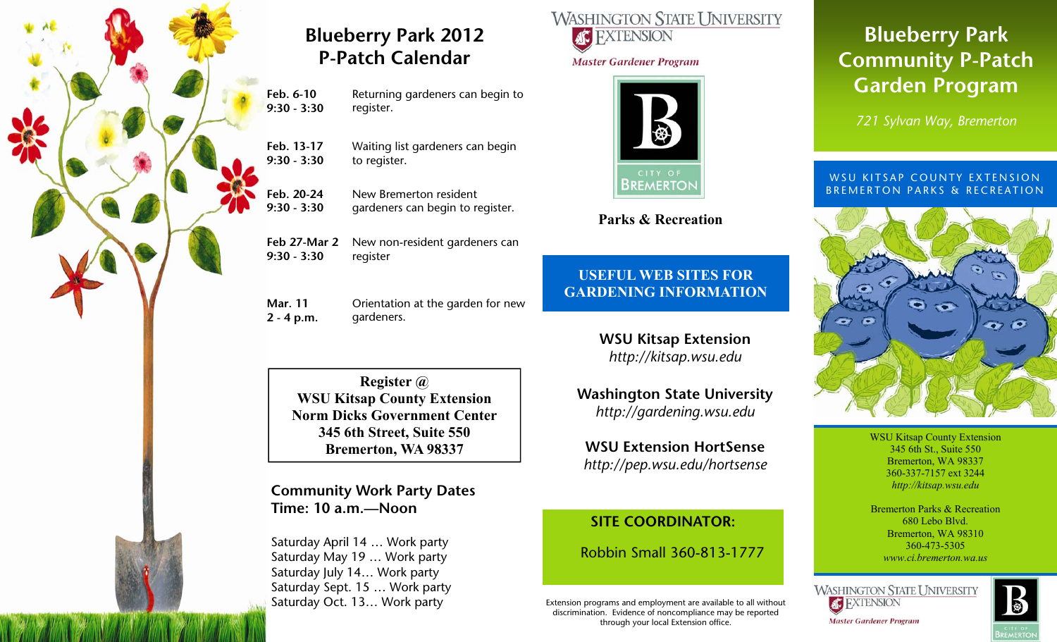# Blueberry Park 2012 P-Patch Calendar

| | |
|---|---|
| **Feb. 6-10 9:30 - 3:30** | Returning gardeners can begin to register. |
| **Feb. 13-17 9:30 - 3:30** | Waiting list gardeners can begin to register. |
| **Feb. 20-24 9:30 - 3:30** | New Bremerton resident gardeners can begin to register. |
| **Feb 27-Mar 2 9:30 - 3:30** | New non-resident gardeners can register |
| **Mar. 11 2 - 4 p.m.** | Orientation at the garden for new gardeners. |

**Register @**
**WSU Kitsap County Extension**
**Norm Dicks Government Center**
**345 6th Street, Suite 550**
**Bremerton, WA 98337**

## Community Work Party Dates
## Time: 10 a.m.—Noon

Saturday April 14 … Work party
Saturday May 19 … Work party
Saturday July 14… Work party
Saturday Sept. 15 … Work party
Saturday Oct. 13… Work party

Washington State University Extension
*Master Gardener Program*

City of Bremerton

**Parks & Recreation**

## USEFUL WEB SITES FOR GARDENING INFORMATION

**WSU Kitsap Extension**
*http://kitsap.wsu.edu*

**Washington State University**
*http://gardening.wsu.edu*

**WSU Extension HortSense**
*http://pep.wsu.edu/hortsense*

**SITE COORDINATOR:**

Robbin Small 360-813-1777

Extension programs and employment are available to all without discrimination. Evidence of noncompliance may be reported through your local Extension office.

# Blueberry Park Community P-Patch Garden Program

*721 Sylvan Way, Bremerton*

WSU KITSAP COUNTY EXTENSION
BREMERTON PARKS & RECREATION

WSU Kitsap County Extension
345 6th St., Suite 550
Bremerton, WA 98337
360-337-7157 ext 3244
*http://kitsap.wsu.edu*

Bremerton Parks & Recreation
680 Lebo Blvd.
Bremerton, WA 98310
360-473-5305
*www.ci.bremerton.wa.us*

Washington State University Extension
*Master Gardener Program*

City of Bremerton